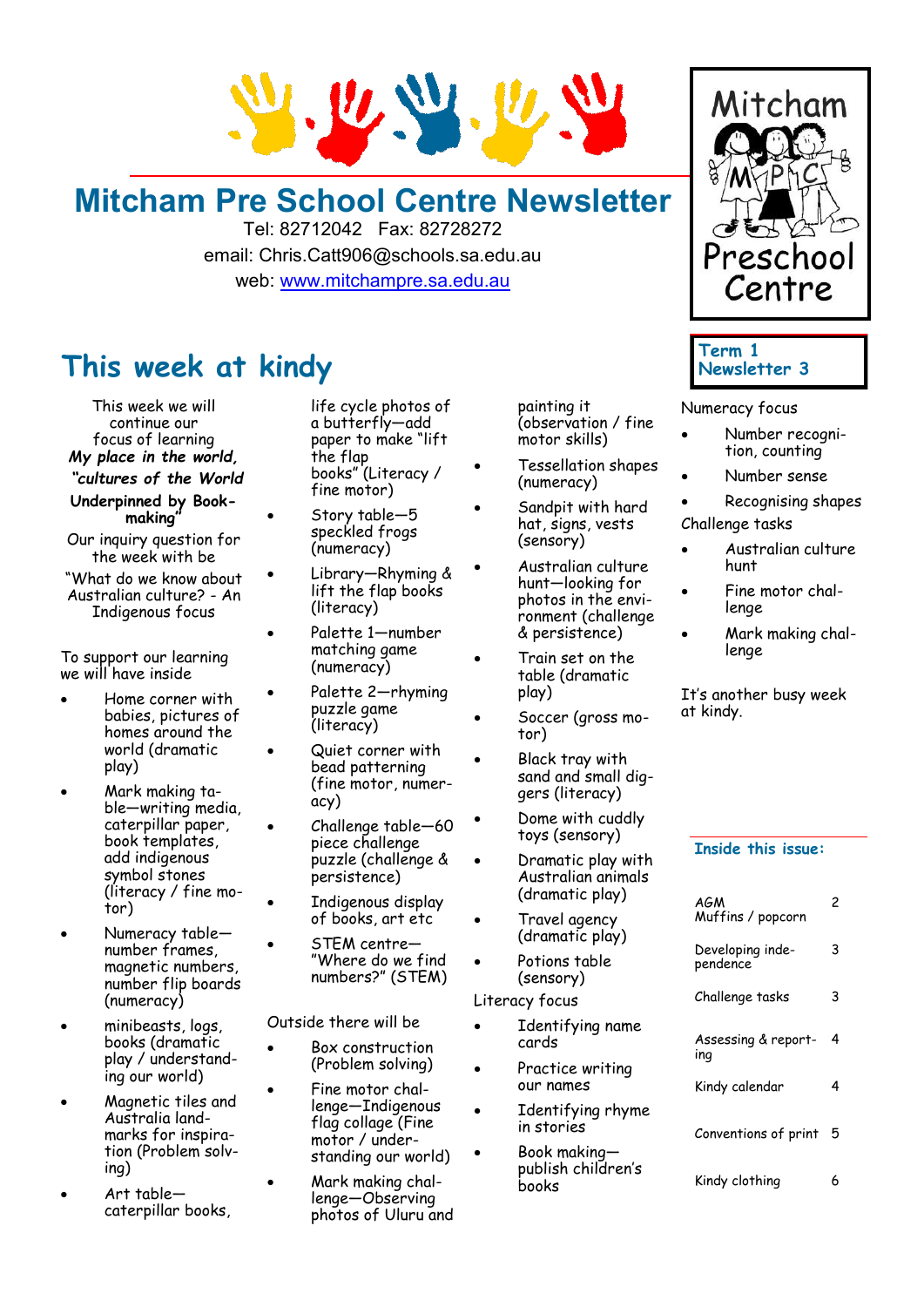# Mitcham Pre School Centre Newsletter

Tel: 82712042 Fax: 82728272

email: Chris.Catt906@schools.sa.edu.au

web: www.mitchampre.sa.edu.au

Mitcham MPC Preschool Centre

**Term 1 Newsletter 3**

## This week at kindy

This week we will continue our focus of learning ***My place in the world, "cultures of the World***

**Underpinned by Book-making"**

Our inquiry question for the week with be

"What do we know about Australian culture? - An Indigenous focus

To support our learning we will have inside

- Home corner with babies, pictures of homes around the world (dramatic play)
- Mark making table—writing media, caterpillar paper, book templates, add indigenous symbol stones (literacy / fine motor)
- Numeracy table—number frames, magnetic numbers, number flip boards (numeracy)
- minibeasts, logs, books (dramatic play / understanding our world)
- Magnetic tiles and Australia landmarks for inspiration (Problem solving)
- Art table—caterpillar books, life cycle photos of a butterfly—add paper to make "lift the flap books" (Literacy / fine motor)
- Story table—5 speckled frogs (numeracy)
- Library—Rhyming & lift the flap books (literacy)
- Palette 1—number matching game (numeracy)
- Palette 2—rhyming puzzle game (literacy)
- Quiet corner with bead patterning (fine motor, numeracy)
- Challenge table—60 piece challenge puzzle (challenge & persistence)
- Indigenous display of books, art etc
- STEM centre—"Where do we find numbers?" (STEM)

Outside there will be

- Box construction (Problem solving)
- Fine motor challenge—Indigenous flag collage (Fine motor / understanding our world)
- Mark making challenge—Observing photos of Uluru and painting it (observation / fine motor skills)
- Tessellation shapes (numeracy)
- Sandpit with hard hat, signs, vests (sensory)
- Australian culture hunt—looking for photos in the environment (challenge & persistence)
- Train set on the table (dramatic play)
- Soccer (gross motor)
- Black tray with sand and small diggers (literacy)
- Dome with cuddly toys (sensory)
- Dramatic play with Australian animals (dramatic play)
- Travel agency (dramatic play)
- Potions table (sensory)

Literacy focus

- Identifying name cards
- Practice writing our names
- Identifying rhyme in stories
- Book making—publish children's books

Numeracy focus

- Number recognition, counting
- Number sense
- Recognising shapes

Challenge tasks

- Australian culture hunt
- Fine motor challenge
- Mark making challenge

It's another busy week at kindy.

### Inside this issue:

| | |
|---|---|
| AGM Muffins / popcorn | 2 |
| Developing independence | 3 |
| Challenge tasks | 3 |
| Assessing & reporting | 4 |
| Kindy calendar | 4 |
| Conventions of print | 5 |
| Kindy clothing | 6 |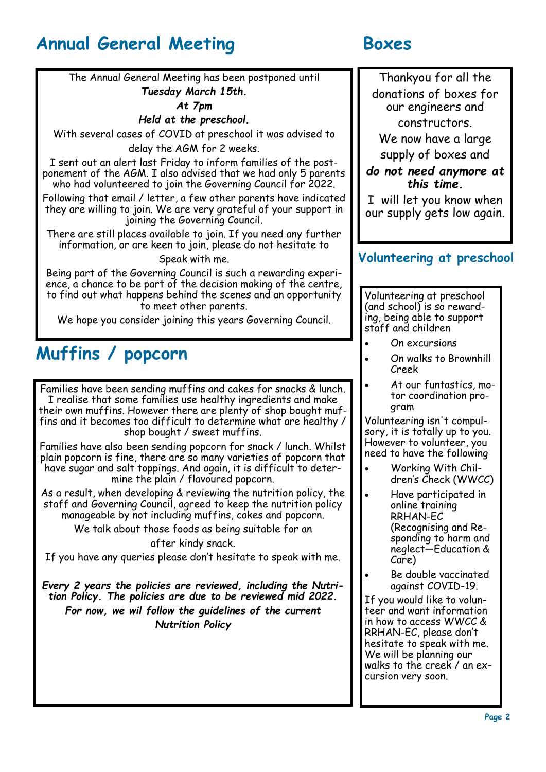## Annual General Meeting

The Annual General Meeting has been postponed until

***Tuesday March 15th.***

***At 7pm***

***Held at the preschool.***

With several cases of COVID at preschool it was advised to delay the AGM for 2 weeks.

I sent out an alert last Friday to inform families of the postponement of the AGM. I also advised that we had only 5 parents who had volunteered to join the Governing Council for 2022.

Following that email / letter, a few other parents have indicated they are willing to join. We are very grateful of your support in joining the Governing Council.

There are still places available to join. If you need any further information, or are keen to join, please do not hesitate to Speak with me.

Being part of the Governing Council is such a rewarding experience, a chance to be part of the decision making of the centre, to find out what happens behind the scenes and an opportunity to meet other parents.

We hope you consider joining this years Governing Council.

## Muffins / popcorn

Families have been sending muffins and cakes for snacks & lunch. I realise that some families use healthy ingredients and make their own muffins. However there are plenty of shop bought muffins and it becomes too difficult to determine what are healthy / shop bought / sweet muffins.

Families have also been sending popcorn for snack / lunch. Whilst plain popcorn is fine, there are so many varieties of popcorn that have sugar and salt toppings. And again, it is difficult to determine the plain / flavoured popcorn.

As a result, when developing & reviewing the nutrition policy, the staff and Governing Council, agreed to keep the nutrition policy manageable by not including muffins, cakes and popcorn.

We talk about those foods as being suitable for an after kindy snack.

If you have any queries please don't hesitate to speak with me.

***Every 2 years the policies are reviewed, including the Nutrition Policy. The policies are due to be reviewed mid 2022.***

***For now, we wil follow the guidelines of the current Nutrition Policy***

## Boxes

Thankyou for all the donations of boxes for our engineers and constructors.

We now have a large supply of boxes and ***do not need anymore at this time.***

I will let you know when our supply gets low again.

### Volunteering at preschool

Volunteering at preschool (and school) is so rewarding, being able to support staff and children

- On excursions
- On walks to Brownhill Creek
- At our funtastics, motor coordination program

Volunteering isn't compulsory, it is totally up to you. However to volunteer, you need to have the following

- Working With Children's Check (WWCC)
- Have participated in online training RRHAN-EC (Recognising and Responding to harm and neglect—Education & Care)
- Be double vaccinated against COVID-19.

If you would like to volunteer and want information in how to access WWCC & RRHAN-EC, please don't hesitate to speak with me. We will be planning our walks to the creek / an excursion very soon.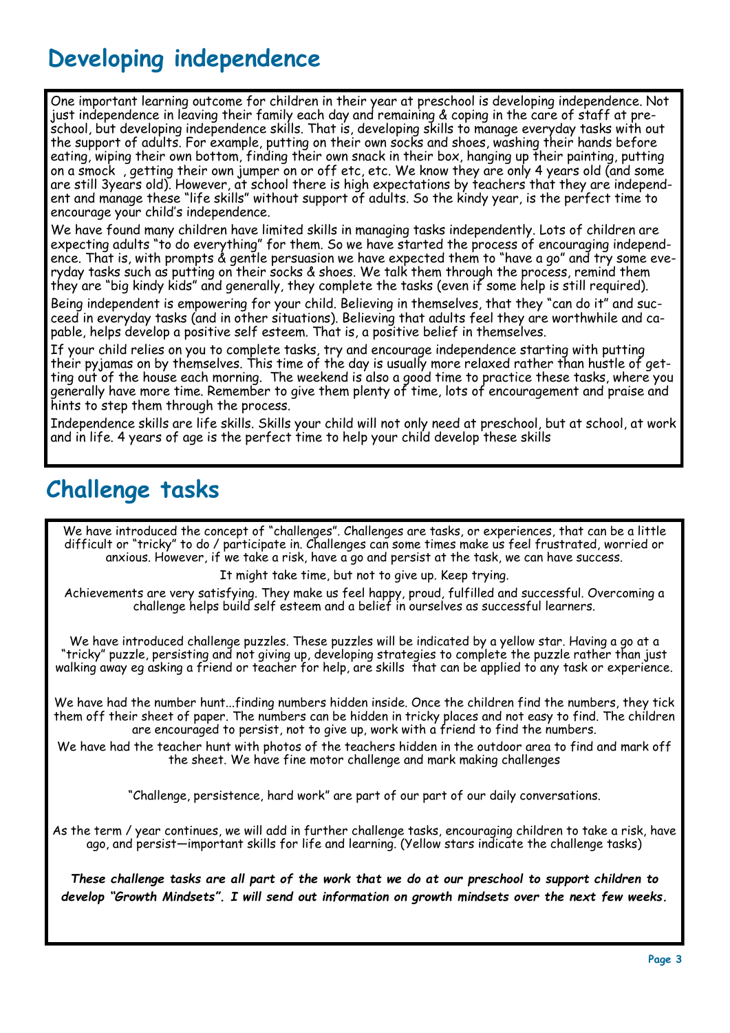## Developing independence

One important learning outcome for children in their year at preschool is developing independence. Not just independence in leaving their family each day and remaining & coping in the care of staff at preschool, but developing independence skills. That is, developing skills to manage everyday tasks with out the support of adults. For example, putting on their own socks and shoes, washing their hands before eating, wiping their own bottom, finding their own snack in their box, hanging up their painting, putting on a smock , getting their own jumper on or off etc, etc. We know they are only 4 years old (and some are still 3years old). However, at school there is high expectations by teachers that they are independent and manage these "life skills" without support of adults. So the kindy year, is the perfect time to encourage your child's independence.

We have found many children have limited skills in managing tasks independently. Lots of children are expecting adults "to do everything" for them. So we have started the process of encouraging independence. That is, with prompts & gentle persuasion we have expected them to "have a go" and try some everyday tasks such as putting on their socks & shoes. We talk them through the process, remind them they are "big kindy kids" and generally, they complete the tasks (even if some help is still required).

Being independent is empowering for your child. Believing in themselves, that they "can do it" and succeed in everyday tasks (and in other situations). Believing that adults feel they are worthwhile and capable, helps develop a positive self esteem. That is, a positive belief in themselves.

If your child relies on you to complete tasks, try and encourage independence starting with putting their pyjamas on by themselves. This time of the day is usually more relaxed rather than hustle of getting out of the house each morning. The weekend is also a good time to practice these tasks, where you generally have more time. Remember to give them plenty of time, lots of encouragement and praise and hints to step them through the process.

Independence skills are life skills. Skills your child will not only need at preschool, but at school, at work and in life. 4 years of age is the perfect time to help your child develop these skills

## Challenge tasks

We have introduced the concept of "challenges". Challenges are tasks, or experiences, that can be a little difficult or "tricky" to do / participate in. Challenges can some times make us feel frustrated, worried or anxious. However, if we take a risk, have a go and persist at the task, we can have success.

It might take time, but not to give up. Keep trying.

Achievements are very satisfying. They make us feel happy, proud, fulfilled and successful. Overcoming a challenge helps build self esteem and a belief in ourselves as successful learners.

We have introduced challenge puzzles. These puzzles will be indicated by a yellow star. Having a go at a "tricky" puzzle, persisting and not giving up, developing strategies to complete the puzzle rather than just walking away eg asking a friend or teacher for help, are skills that can be applied to any task or experience.

We have had the number hunt...finding numbers hidden inside. Once the children find the numbers, they tick them off their sheet of paper. The numbers can be hidden in tricky places and not easy to find. The children are encouraged to persist, not to give up, work with a friend to find the numbers.

We have had the teacher hunt with photos of the teachers hidden in the outdoor area to find and mark off the sheet. We have fine motor challenge and mark making challenges

"Challenge, persistence, hard work" are part of our part of our daily conversations.

As the term / year continues, we will add in further challenge tasks, encouraging children to take a risk, have ago, and persist—important skills for life and learning. (Yellow stars indicate the challenge tasks)

***These challenge tasks are all part of the work that we do at our preschool to support children to develop "Growth Mindsets". I will send out information on growth mindsets over the next few weeks.***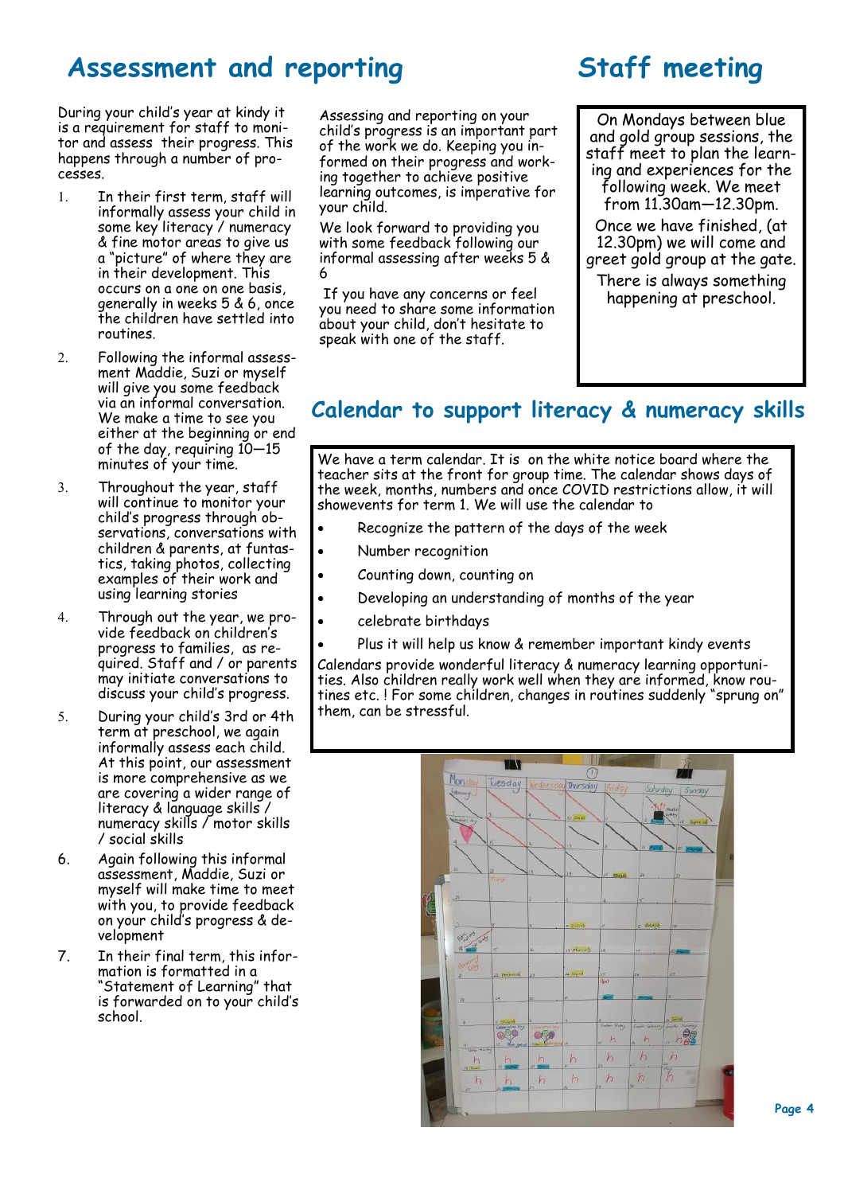## Assessment and reporting

During your child's year at kindy it is a requirement for staff to monitor and assess their progress. This happens through a number of processes.

1. In their first term, staff will informally assess your child in some key literacy / numeracy & fine motor areas to give us a "picture" of where they are in their development. This occurs on a one on one basis, generally in weeks 5 & 6, once the children have settled into routines.
2. Following the informal assessment Maddie, Suzi or myself will give you some feedback via an informal conversation. We make a time to see you either at the beginning or end of the day, requiring 10—15 minutes of your time.
3. Throughout the year, staff will continue to monitor your child's progress through observations, conversations with children & parents, at funtastics, taking photos, collecting examples of their work and using learning stories
4. Through out the year, we provide feedback on children's progress to families, as required. Staff and / or parents may initiate conversations to discuss your child's progress.
5. During your child's 3rd or 4th term at preschool, we again informally assess each child. At this point, our assessment is more comprehensive as we are covering a wider range of literacy & language skills / numeracy skills / motor skills / social skills
6. Again following this informal assessment, Maddie, Suzi or myself will make time to meet with you, to provide feedback on your child's progress & development
7. In their final term, this information is formatted in a "Statement of Learning" that is forwarded on to your child's school.

Assessing and reporting on your child's progress is an important part of the work we do. Keeping you informed on their progress and working together to achieve positive learning outcomes, is imperative for your child.

We look forward to providing you with some feedback following our informal assessing after weeks 5 & 6

If you have any concerns or feel you need to share some information about your child, don't hesitate to speak with one of the staff.

## Staff meeting

On Mondays between blue and gold group sessions, the staff meet to plan the learning and experiences for the following week. We meet from 11.30am—12.30pm.

Once we have finished, (at 12.30pm) we will come and greet gold group at the gate.

There is always something happening at preschool.

## Calendar to support literacy & numeracy skills

We have a term calendar. It is on the white notice board where the teacher sits at the front for group time. The calendar shows days of the week, months, numbers and once COVID restrictions allow, it will showevents for term 1. We will use the calendar to

- Recognize the pattern of the days of the week
- Number recognition
- Counting down, counting on
- Developing an understanding of months of the year
- celebrate birthdays
- Plus it will help us know & remember important kindy events

Calendars provide wonderful literacy & numeracy learning opportunities. Also children really work well when they are informed, know routines etc. ! For some children, changes in routines suddenly "sprung on" them, can be stressful.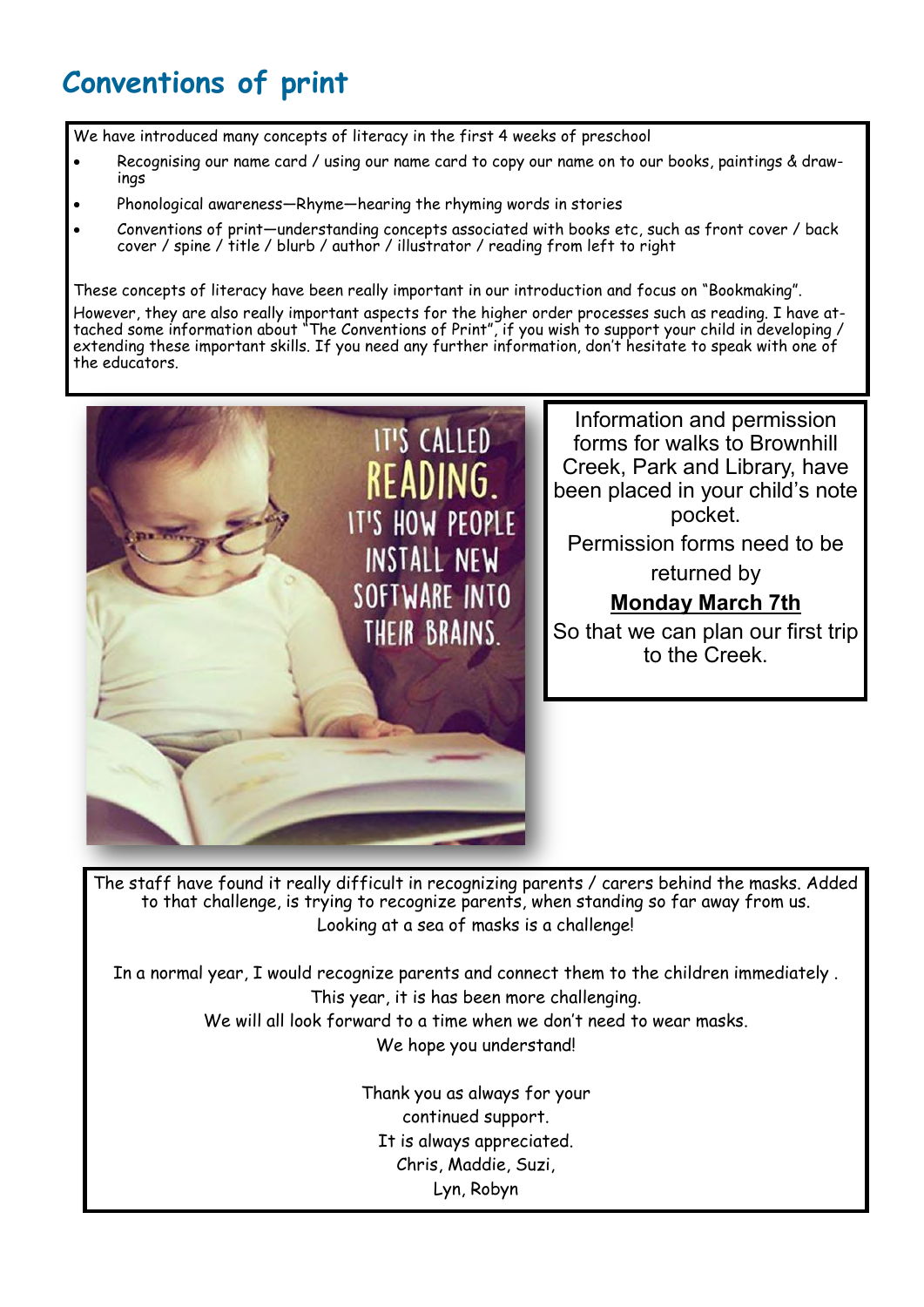# Conventions of print

We have introduced many concepts of literacy in the first 4 weeks of preschool

- Recognising our name card / using our name card to copy our name on to our books, paintings & drawings
- Phonological awareness—Rhyme—hearing the rhyming words in stories
- Conventions of print—understanding concepts associated with books etc, such as front cover / back cover / spine / title / blurb / author / illustrator / reading from left to right

These concepts of literacy have been really important in our introduction and focus on "Bookmaking".

However, they are also really important aspects for the higher order processes such as reading. I have attached some information about "The Conventions of Print", if you wish to support your child in developing / extending these important skills. If you need any further information, don't hesitate to speak with one of the educators.

IT'S CALLED READING. IT'S HOW PEOPLE INSTALL NEW SOFTWARE INTO THEIR BRAINS.

Information and permission forms for walks to Brownhill Creek, Park and Library, have been placed in your child's note pocket.

Permission forms need to be returned by

**Monday March 7th**

So that we can plan our first trip to the Creek.

The staff have found it really difficult in recognizing parents / carers behind the masks. Added to that challenge, is trying to recognize parents, when standing so far away from us.
Looking at a sea of masks is a challenge!

In a normal year, I would recognize parents and connect them to the children immediately .
This year, it is has been more challenging.
We will all look forward to a time when we don't need to wear masks.
We hope you understand!

Thank you as always for your continued support.
It is always appreciated.
Chris, Maddie, Suzi,
Lyn, Robyn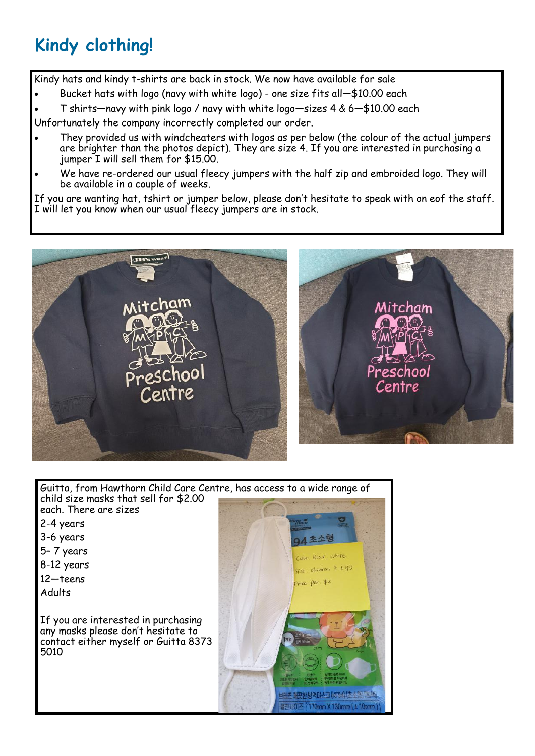# Kindy clothing!

Kindy hats and kindy t-shirts are back in stock. We now have available for sale

- Bucket hats with logo (navy with white logo) - one size fits all—$10.00 each
- T shirts—navy with pink logo / navy with white logo—sizes 4 & 6—$10.00 each

Unfortunately the company incorrectly completed our order.

- They provided us with windcheaters with logos as per below (the colour of the actual jumpers are brighter than the photos depict). They are size 4. If you are interested in purchasing a jumper I will sell them for $15.00.
- We have re-ordered our usual fleecy jumpers with the half zip and embroided logo. They will be available in a couple of weeks.

If you are wanting hat, tshirt or jumper below, please don't hesitate to speak with on eof the staff. I will let you know when our usual fleecy jumpers are in stock.

Guitta, from Hawthorn Child Care Centre, has access to a wide range of child size masks that sell for $2.00 each. There are sizes

2-4 years
3-6 years
5– 7 years
8-12 years
12—teens
Adults

If you are interested in purchasing any masks please don't hesitate to contact either myself or Guitta 8373 5010